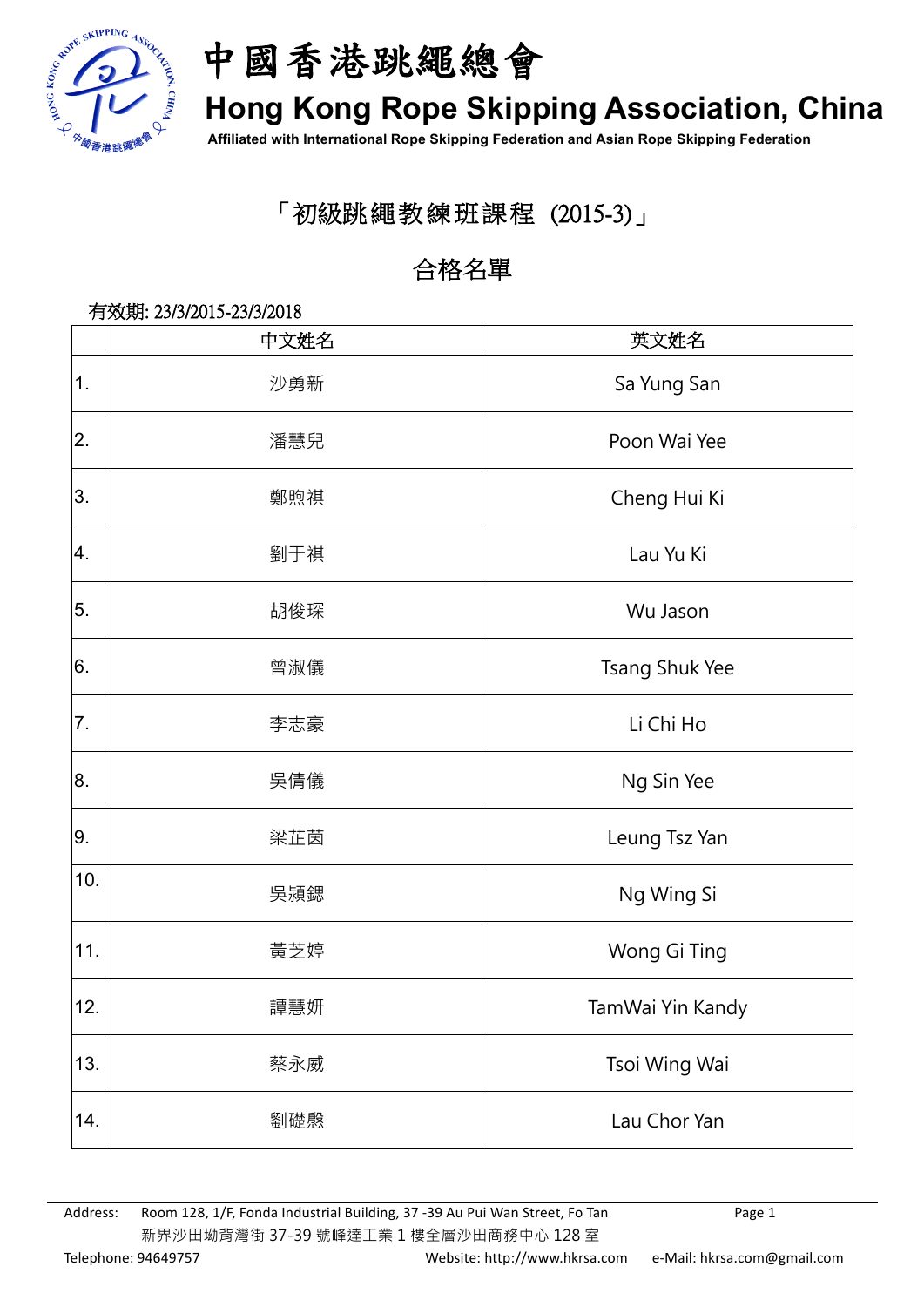# 中國香港跳繩總會

## Hong Kong Rope Skipping Association, China

**Affiliated with International Rope Skipping Federation and Asian Rope Skipping Federation**

## 「初級跳繩教練班課程 (2015-3)」

## 合格名單

有效期: 23/3/2015-23/3/2018

| | 中文姓名 | 英文姓名 |
|---|---|---|
| 1. | 沙勇新 | Sa Yung San |
| 2. | 潘慧兒 | Poon Wai Yee |
| 3. | 鄭煦祺 | Cheng Hui Ki |
| 4. | 劉于祺 | Lau Yu Ki |
| 5. | 胡俊琛 | Wu Jason |
| 6. | 曾淑儀 | Tsang Shuk Yee |
| 7. | 李志豪 | Li Chi Ho |
| 8. | 吳倩儀 | Ng Sin Yee |
| 9. | 梁芷茵 | Leung Tsz Yan |
| 10. | 吳潁鍶 | Ng Wing Si |
| 11. | 黃芝婷 | Wong Gi Ting |
| 12. | 譚慧妍 | TamWai Yin Kandy |
| 13. | 蔡永威 | Tsoi Wing Wai |
| 14. | 劉礎慇 | Lau Chor Yan |

Address: Room 128, 1/F, Fonda Industrial Building, 37 -39 Au Pui Wan Street, Fo Tan
新界沙田坳背灣街 37-39 號峰達工業 1 樓全層沙田商務中心 128 室
Telephone: 94649757 Website: http://www.hkrsa.com e-Mail: hkrsa.com@gmail.com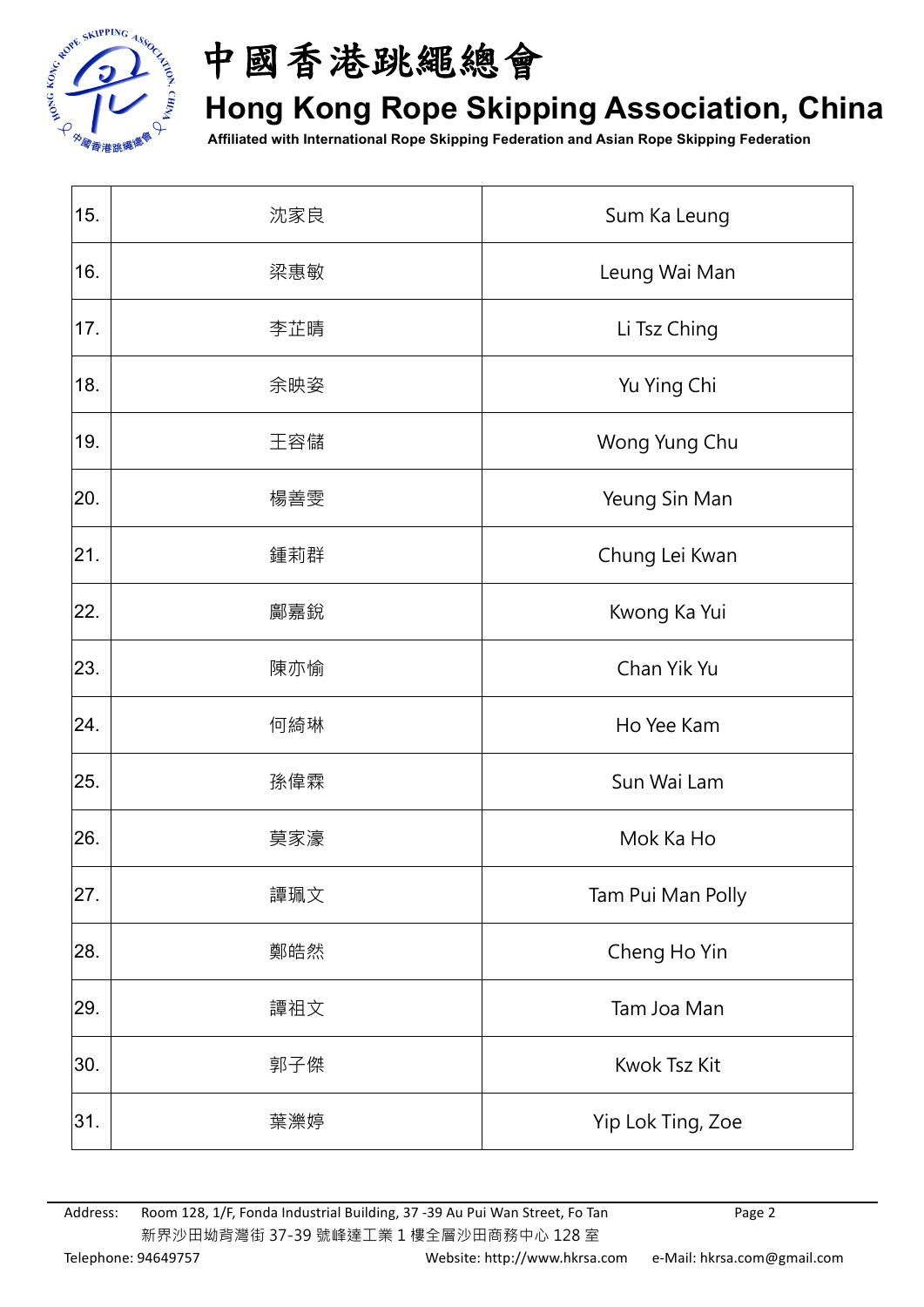| 15. | 沈家良 | Sum Ka Leung |
|---|---|---|
| 16. | 梁惠敏 | Leung Wai Man |
| 17. | 李芷晴 | Li Tsz Ching |
| 18. | 余映姿 | Yu Ying Chi |
| 19. | 王容儲 | Wong Yung Chu |
| 20. | 楊善雯 | Yeung Sin Man |
| 21. | 鍾莉群 | Chung Lei Kwan |
| 22. | 鄺嘉鋭 | Kwong Ka Yui |
| 23. | 陳亦愉 | Chan Yik Yu |
| 24. | 何綺琳 | Ho Yee Kam |
| 25. | 孫偉霖 | Sun Wai Lam |
| 26. | 莫家濠 | Mok Ka Ho |
| 27. | 譚珮文 | Tam Pui Man Polly |
| 28. | 鄭皓然 | Cheng Ho Yin |
| 29. | 譚祖文 | Tam Joa Man |
| 30. | 郭子傑 | Kwok Tsz Kit |
| 31. | 葉濼婷 | Yip Lok Ting, Zoe |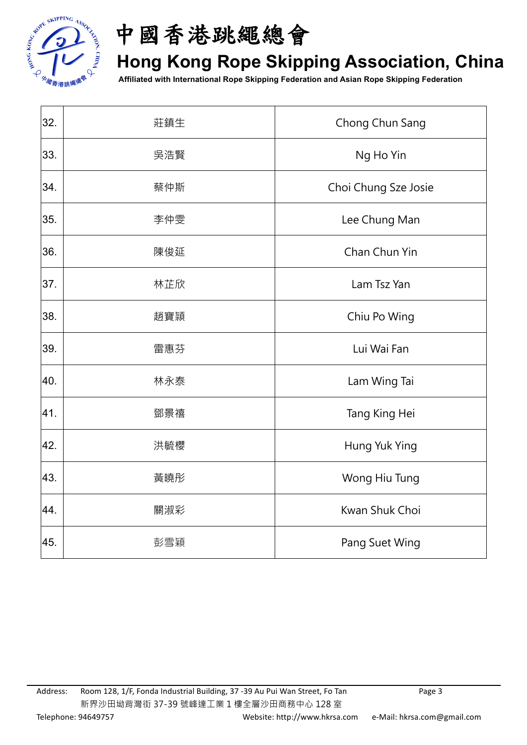| | | |
|---|---|---|
| 32. | 莊鎮生 | Chong Chun Sang |
| 33. | 吳浩賢 | Ng Ho Yin |
| 34. | 蔡仲斯 | Choi Chung Sze Josie |
| 35. | 李仲雯 | Lee Chung Man |
| 36. | 陳俊延 | Chan Chun Yin |
| 37. | 林芷欣 | Lam Tsz Yan |
| 38. | 趙寶潁 | Chiu Po Wing |
| 39. | 雷惠芬 | Lui Wai Fan |
| 40. | 林永泰 | Lam Wing Tai |
| 41. | 鄧景禧 | Tang King Hei |
| 42. | 洪毓櫻 | Hung Yuk Ying |
| 43. | 黃曉彤 | Wong Hiu Tung |
| 44. | 關淑彩 | Kwan Shuk Choi |
| 45. | 彭雪穎 | Pang Suet Wing |